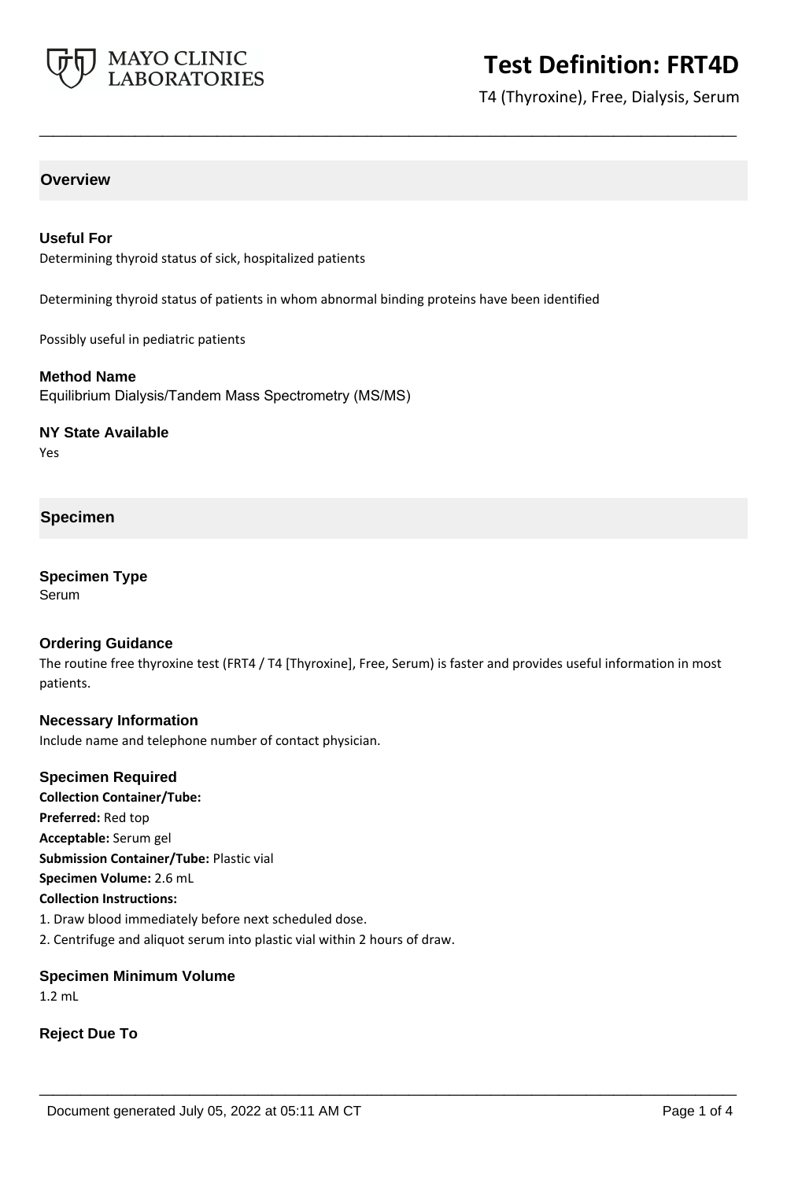# Test Definition: FRT4D

T4 (Thyroxine), Free, Dialysis, Serum

## Overview

### Useful For

Determining thyroid status of sick, hospitalized patients

Determining thyroid status of patients in whom abnormal binding proteins have been identified

Possibly useful in pediatric patients

### Method Name

Equilibrium Dialysis/Tandem Mass Spectrometry (MS/MS)

### NY State Available

Yes

## Specimen

### Specimen Type

Serum

### Ordering Guidance

The routine free thyroxine test (FRT4 / T4 [Thyroxine], Free, Serum) is faster and provides useful information in most patients.

### Necessary Information

Include name and telephone number of contact physician.

### Specimen Required

**Collection Container/Tube:**

**Preferred:** Red top

**Acceptable:** Serum gel

**Submission Container/Tube:** Plastic vial

**Specimen Volume:** 2.6 mL

**Collection Instructions:**

1. Draw blood immediately before next scheduled dose.
2. Centrifuge and aliquot serum into plastic vial within 2 hours of draw.

### Specimen Minimum Volume

1.2 mL

### Reject Due To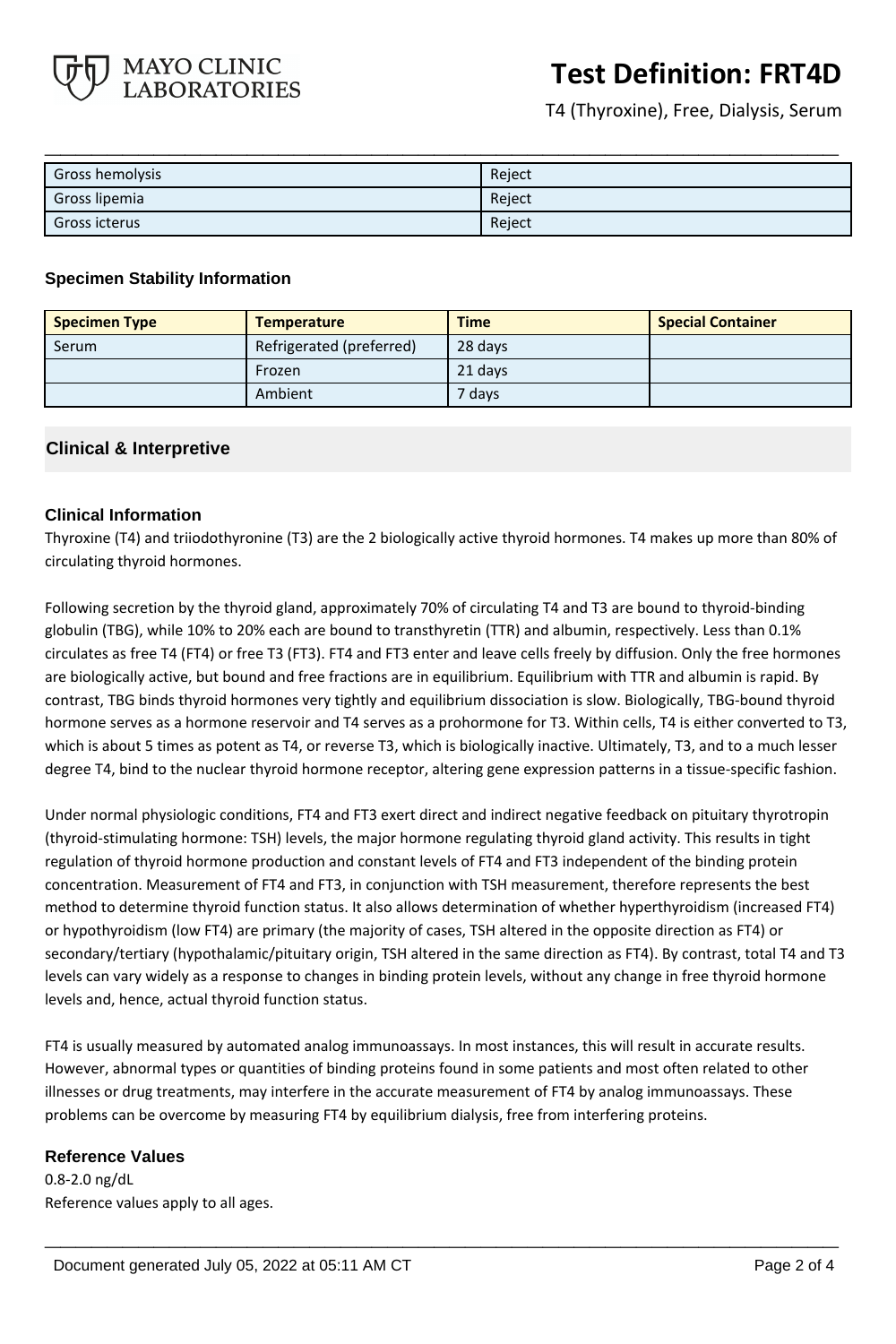| Gross hemolysis | Reject |
|---|---|
| Gross lipemia | Reject |
| Gross icterus | Reject |

### Specimen Stability Information

| Specimen Type | Temperature | Time | Special Container |
|---|---|---|---|
| Serum | Refrigerated (preferred) | 28 days | |
| | Frozen | 21 days | |
| | Ambient | 7 days | |

## Clinical & Interpretive

### Clinical Information

Thyroxine (T4) and triiodothyronine (T3) are the 2 biologically active thyroid hormones. T4 makes up more than 80% of circulating thyroid hormones.

Following secretion by the thyroid gland, approximately 70% of circulating T4 and T3 are bound to thyroid-binding globulin (TBG), while 10% to 20% each are bound to transthyretin (TTR) and albumin, respectively. Less than 0.1% circulates as free T4 (FT4) or free T3 (FT3). FT4 and FT3 enter and leave cells freely by diffusion. Only the free hormones are biologically active, but bound and free fractions are in equilibrium. Equilibrium with TTR and albumin is rapid. By contrast, TBG binds thyroid hormones very tightly and equilibrium dissociation is slow. Biologically, TBG-bound thyroid hormone serves as a hormone reservoir and T4 serves as a prohormone for T3. Within cells, T4 is either converted to T3, which is about 5 times as potent as T4, or reverse T3, which is biologically inactive. Ultimately, T3, and to a much lesser degree T4, bind to the nuclear thyroid hormone receptor, altering gene expression patterns in a tissue-specific fashion.

Under normal physiologic conditions, FT4 and FT3 exert direct and indirect negative feedback on pituitary thyrotropin (thyroid-stimulating hormone: TSH) levels, the major hormone regulating thyroid gland activity. This results in tight regulation of thyroid hormone production and constant levels of FT4 and FT3 independent of the binding protein concentration. Measurement of FT4 and FT3, in conjunction with TSH measurement, therefore represents the best method to determine thyroid function status. It also allows determination of whether hyperthyroidism (increased FT4) or hypothyroidism (low FT4) are primary (the majority of cases, TSH altered in the opposite direction as FT4) or secondary/tertiary (hypothalamic/pituitary origin, TSH altered in the same direction as FT4). By contrast, total T4 and T3 levels can vary widely as a response to changes in binding protein levels, without any change in free thyroid hormone levels and, hence, actual thyroid function status.

FT4 is usually measured by automated analog immunoassays. In most instances, this will result in accurate results. However, abnormal types or quantities of binding proteins found in some patients and most often related to other illnesses or drug treatments, may interfere in the accurate measurement of FT4 by analog immunoassays. These problems can be overcome by measuring FT4 by equilibrium dialysis, free from interfering proteins.

### Reference Values

0.8-2.0 ng/dL

Reference values apply to all ages.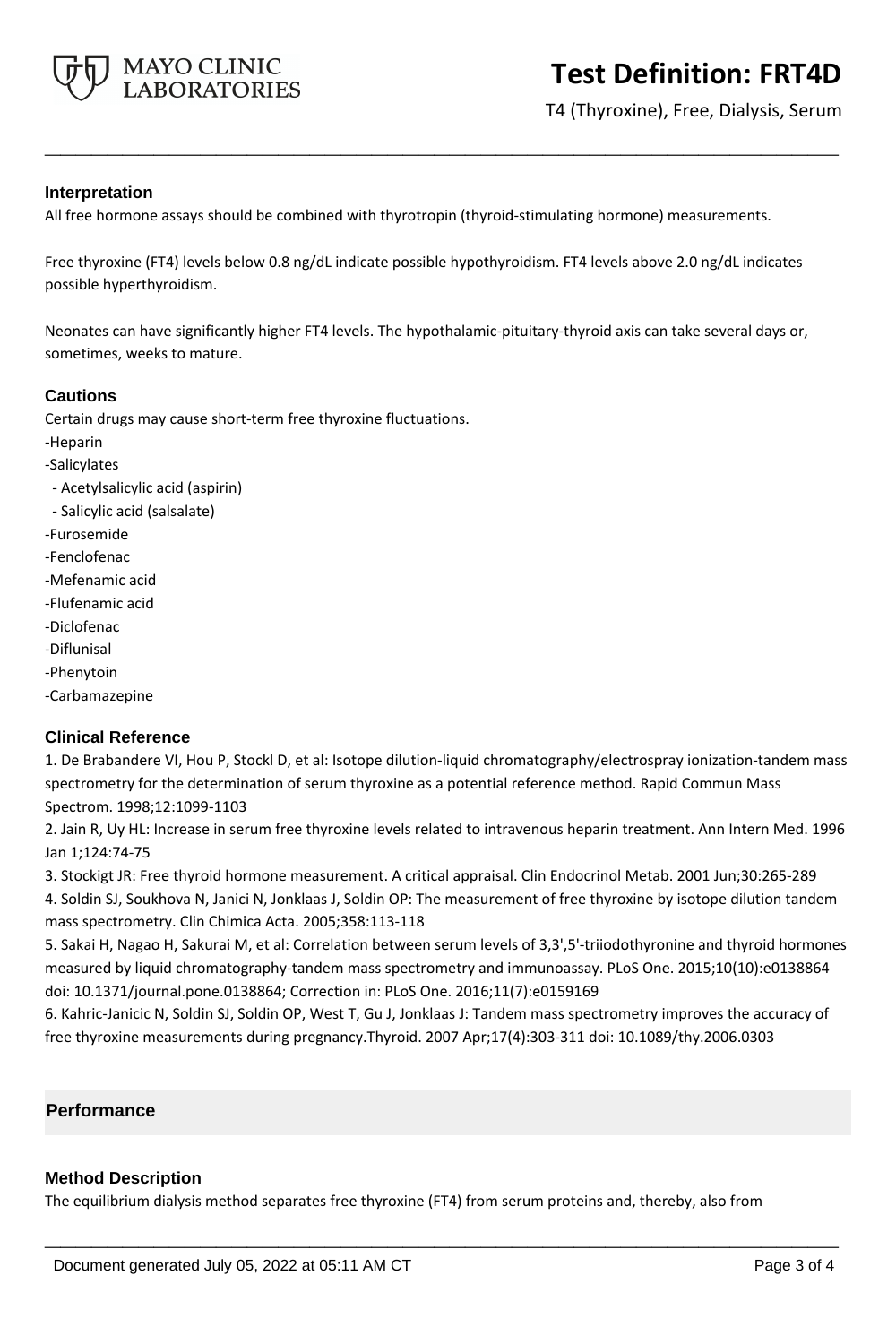### Interpretation

All free hormone assays should be combined with thyrotropin (thyroid-stimulating hormone) measurements.

Free thyroxine (FT4) levels below 0.8 ng/dL indicate possible hypothyroidism. FT4 levels above 2.0 ng/dL indicates possible hyperthyroidism.

Neonates can have significantly higher FT4 levels. The hypothalamic-pituitary-thyroid axis can take several days or, sometimes, weeks to mature.

### Cautions

Certain drugs may cause short-term free thyroxine fluctuations.

- Heparin
- Salicylates
  - Acetylsalicylic acid (aspirin)
  - Salicylic acid (salsalate)
- Furosemide
- Fenclofenac
- Mefenamic acid
- Flufenamic acid
- Diclofenac
- Diflunisal
- Phenytoin
- Carbamazepine

### Clinical Reference

1. De Brabandere VI, Hou P, Stockl D, et al: Isotope dilution-liquid chromatography/electrospray ionization-tandem mass spectrometry for the determination of serum thyroxine as a potential reference method. Rapid Commun Mass Spectrom. 1998;12:1099-1103
2. Jain R, Uy HL: Increase in serum free thyroxine levels related to intravenous heparin treatment. Ann Intern Med. 1996 Jan 1;124:74-75
3. Stockigt JR: Free thyroid hormone measurement. A critical appraisal. Clin Endocrinol Metab. 2001 Jun;30:265-289
4. Soldin SJ, Soukhova N, Janici N, Jonklaas J, Soldin OP: The measurement of free thyroxine by isotope dilution tandem mass spectrometry. Clin Chimica Acta. 2005;358:113-118
5. Sakai H, Nagao H, Sakurai M, et al: Correlation between serum levels of 3,3',5'-triiodothyronine and thyroid hormones measured by liquid chromatography-tandem mass spectrometry and immunoassay. PLoS One. 2015;10(10):e0138864 doi: 10.1371/journal.pone.0138864; Correction in: PLoS One. 2016;11(7):e0159169
6. Kahric-Janicic N, Soldin SJ, Soldin OP, West T, Gu J, Jonklaas J: Tandem mass spectrometry improves the accuracy of free thyroxine measurements during pregnancy.Thyroid. 2007 Apr;17(4):303-311 doi: 10.1089/thy.2006.0303

## Performance

### Method Description

The equilibrium dialysis method separates free thyroxine (FT4) from serum proteins and, thereby, also from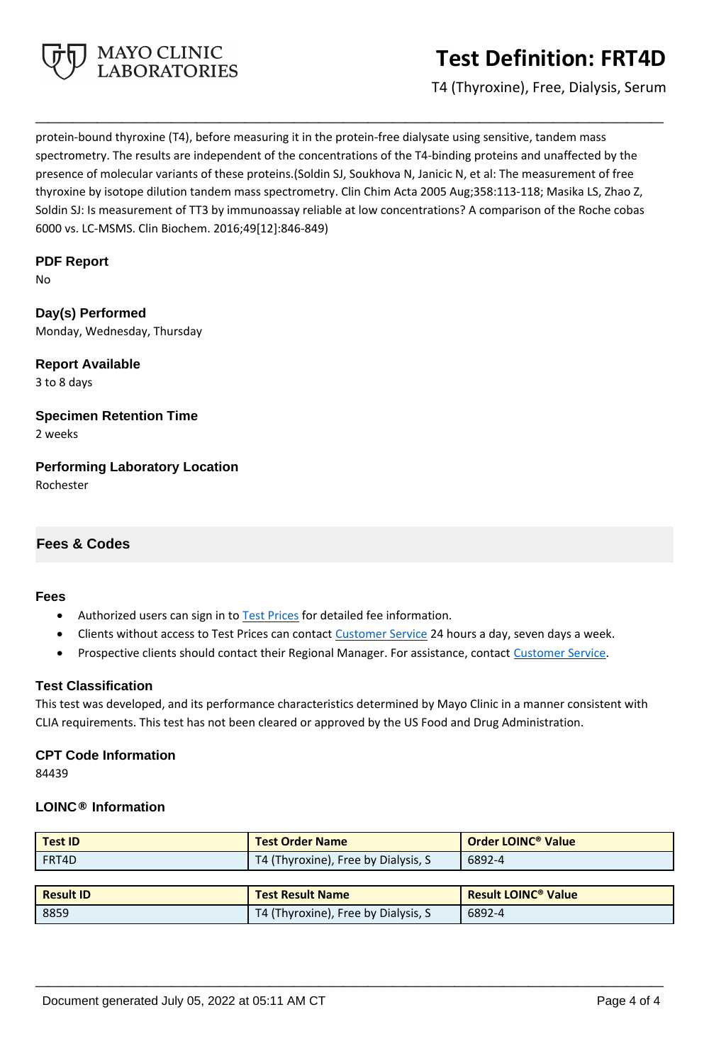protein-bound thyroxine (T4), before measuring it in the protein-free dialysate using sensitive, tandem mass spectrometry. The results are independent of the concentrations of the T4-binding proteins and unaffected by the presence of molecular variants of these proteins.(Soldin SJ, Soukhova N, Janicic N, et al: The measurement of free thyroxine by isotope dilution tandem mass spectrometry. Clin Chim Acta 2005 Aug;358:113-118; Masika LS, Zhao Z, Soldin SJ: Is measurement of TT3 by immunoassay reliable at low concentrations? A comparison of the Roche cobas 6000 vs. LC-MSMS. Clin Biochem. 2016;49[12]:846-849)

### PDF Report
No

### Day(s) Performed
Monday, Wednesday, Thursday

### Report Available
3 to 8 days

### Specimen Retention Time
2 weeks

### Performing Laboratory Location
Rochester

## Fees & Codes

### Fees
- Authorized users can sign in to Test Prices for detailed fee information.
- Clients without access to Test Prices can contact Customer Service 24 hours a day, seven days a week.
- Prospective clients should contact their Regional Manager. For assistance, contact Customer Service.

### Test Classification
This test was developed, and its performance characteristics determined by Mayo Clinic in a manner consistent with CLIA requirements. This test has not been cleared or approved by the US Food and Drug Administration.

### CPT Code Information
84439

### LOINC® Information

| Test ID | Test Order Name | Order LOINC® Value |
|---|---|---|
| FRT4D | T4 (Thyroxine), Free by Dialysis, S | 6892-4 |

| Result ID | Test Result Name | Result LOINC® Value |
|---|---|---|
| 8859 | T4 (Thyroxine), Free by Dialysis, S | 6892-4 |